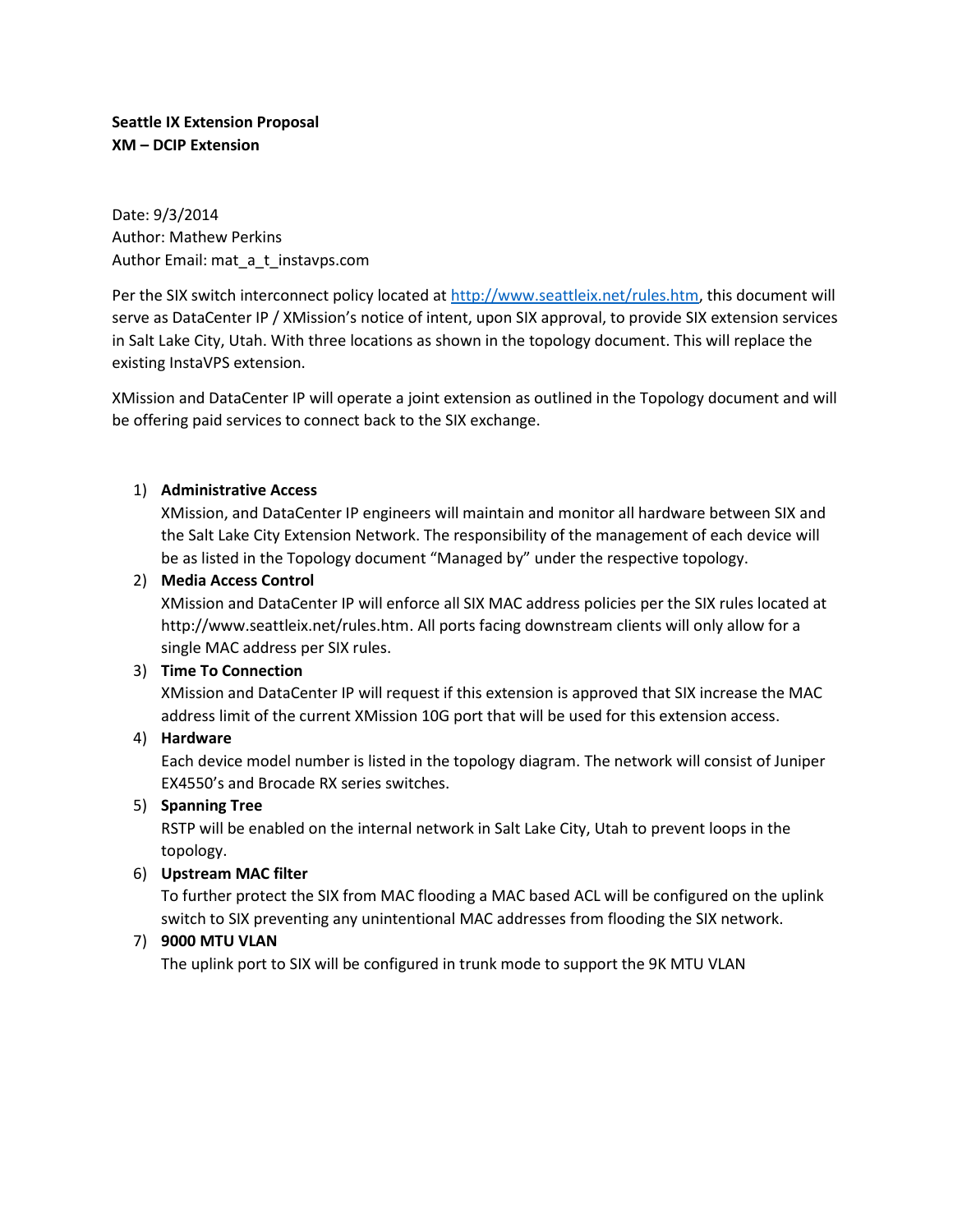**Seattle IX Extension Proposal**
**XM – DCIP Extension**

Date: 9/3/2014
Author: Mathew Perkins
Author Email: mat_a_t_instavps.com

Per the SIX switch interconnect policy located at [http://www.seattleix.net/rules.htm](http://www.seattleix.net/rules.htm), this document will serve as DataCenter IP / XMission's notice of intent, upon SIX approval, to provide SIX extension services in Salt Lake City, Utah. With three locations as shown in the topology document. This will replace the existing InstaVPS extension.

XMission and DataCenter IP will operate a joint extension as outlined in the Topology document and will be offering paid services to connect back to the SIX exchange.

1) **Administrative Access**
   XMission, and DataCenter IP engineers will maintain and monitor all hardware between SIX and the Salt Lake City Extension Network. The responsibility of the management of each device will be as listed in the Topology document "Managed by" under the respective topology.
2) **Media Access Control**
   XMission and DataCenter IP will enforce all SIX MAC address policies per the SIX rules located at http://www.seattleix.net/rules.htm. All ports facing downstream clients will only allow for a single MAC address per SIX rules.
3) **Time To Connection**
   XMission and DataCenter IP will request if this extension is approved that SIX increase the MAC address limit of the current XMission 10G port that will be used for this extension access.
4) **Hardware**
   Each device model number is listed in the topology diagram. The network will consist of Juniper EX4550's and Brocade RX series switches.
5) **Spanning Tree**
   RSTP will be enabled on the internal network in Salt Lake City, Utah to prevent loops in the topology.
6) **Upstream MAC filter**
   To further protect the SIX from MAC flooding a MAC based ACL will be configured on the uplink switch to SIX preventing any unintentional MAC addresses from flooding the SIX network.
7) **9000 MTU VLAN**
   The uplink port to SIX will be configured in trunk mode to support the 9K MTU VLAN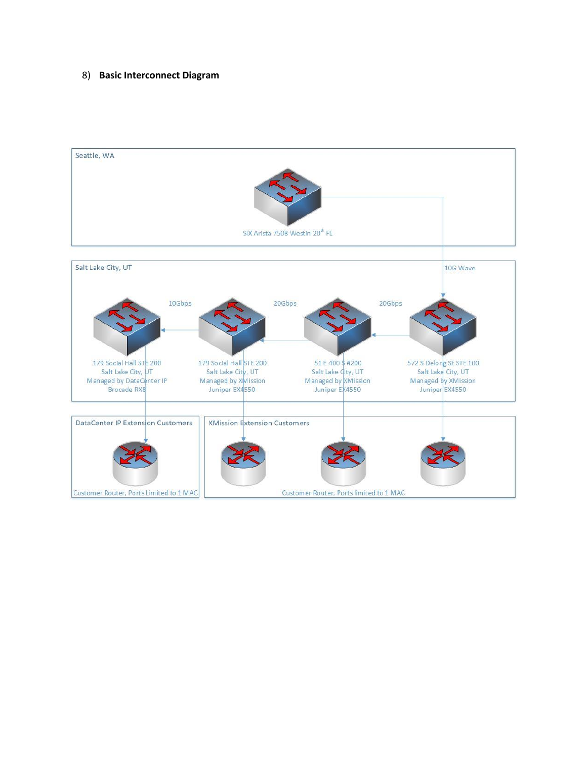8) **Basic Interconnect Diagram**

Seattle, WA

SIX Arista 7508 Westin 20th FL

10G Wave

Salt Lake City, UT

10Gbps

20Gbps

20Gbps

179 Social Hall STE 200
Salt Lake City, UT
Managed by DataCenter IP
Brocade RX8

179 Social Hall STE 200
Salt Lake City, UT
Managed by XMission
Juniper EX4550

51 E 400 S #200
Salt Lake City, UT
Managed by XMission
Juniper EX4550

572 S Delong St STE 100
Salt Lake City, UT
Managed by XMission
Juniper EX4550

DataCenter IP Extension Customers

Customer Router, Ports Limited to 1 MAC

XMission Extension Customers

Customer Router, Ports limited to 1 MAC